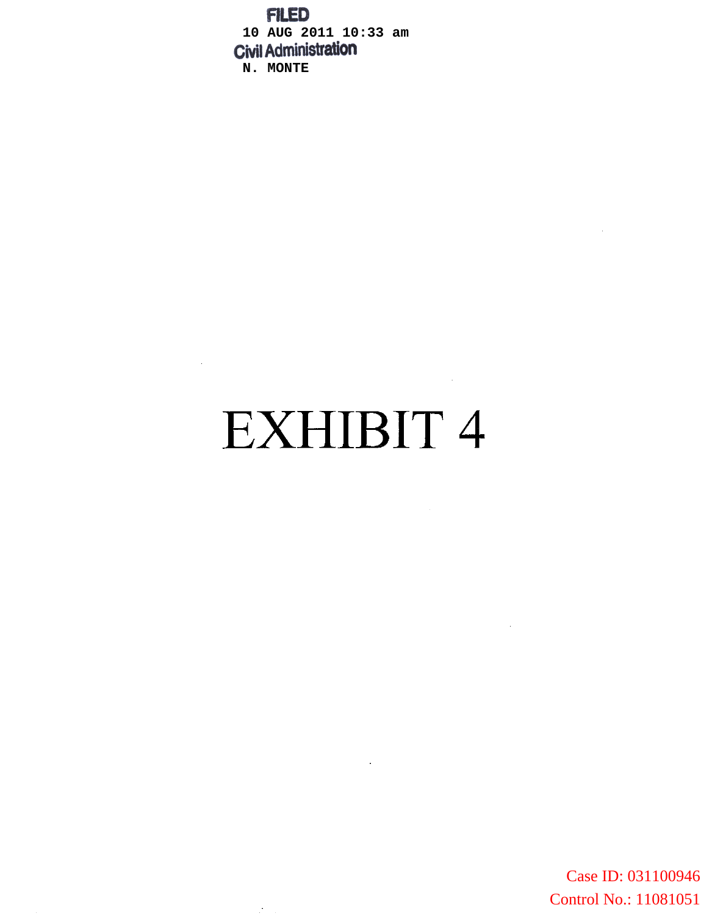FILED
10 AUG 2011 10:33 am
Civil Administration
N. MONTE

# EXHIBIT 4

Case ID: 031100946
Control No.: 11081051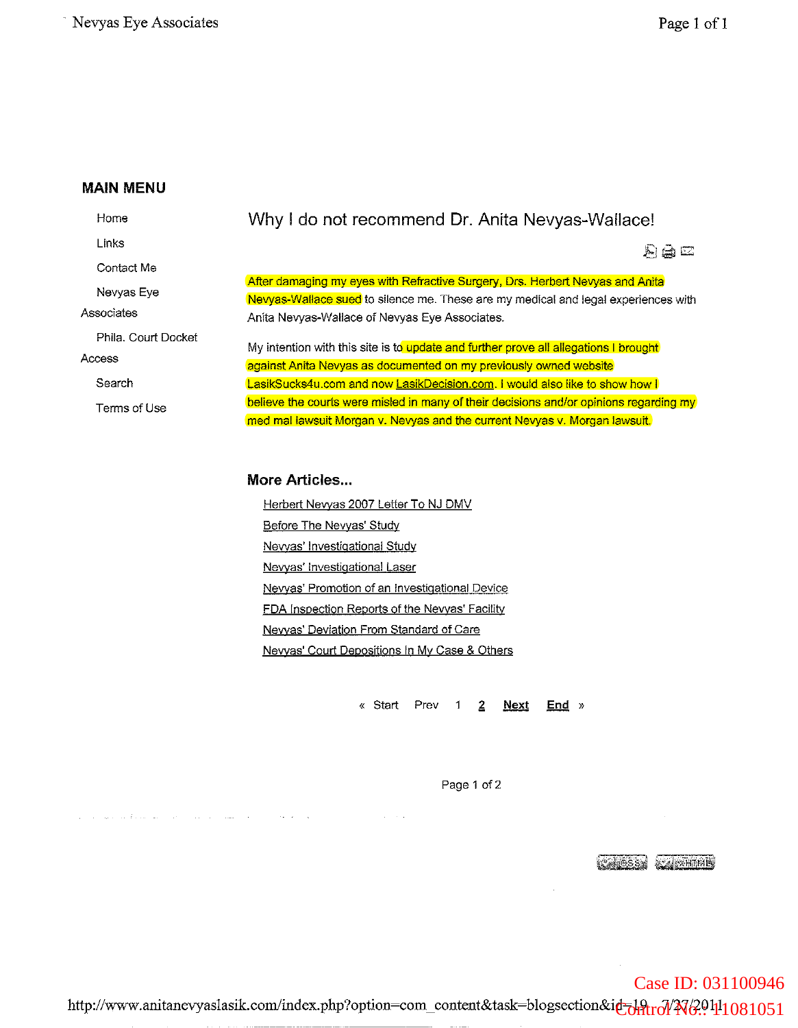## MAIN MENU

- Home
- Links
- Contact Me
- Nevyas Eye Associates
- Phila. Court Docket Access
- Search
- Terms of Use

# Why I do not recommend Dr. Anita Nevyas-Wallace!

After damaging my eyes with Refractive Surgery, Drs. Herbert Nevyas and Anita Nevyas-Wallace sued to silence me. These are my medical and legal experiences with Anita Nevyas-Wallace of Nevyas Eye Associates.

My intention with this site is to update and further prove all allegations I brought against Anita Nevyas as documented on my previously owned website LasikSucks4u.com and now LasikDecision.com. I would also like to show how I believe the courts were misled in many of their decisions and/or opinions regarding my med mal lawsuit Morgan v. Nevyas and the current Nevyas v. Morgan lawsuit.

### More Articles...

- Herbert Nevyas 2007 Letter To NJ DMV
- Before The Nevyas' Study
- Nevyas' Investigational Study
- Nevyas' Investigational Laser
- Nevyas' Promotion of an Investigational Device
- FDA Inspection Reports of the Nevyas' Facility
- Nevyas' Deviation From Standard of Care
- Nevyas' Court Depositions In My Case & Others

« Start Prev 1 **2** **Next** **End** »

Page 1 of 2

Case ID: 031100946

Control No.: 11081051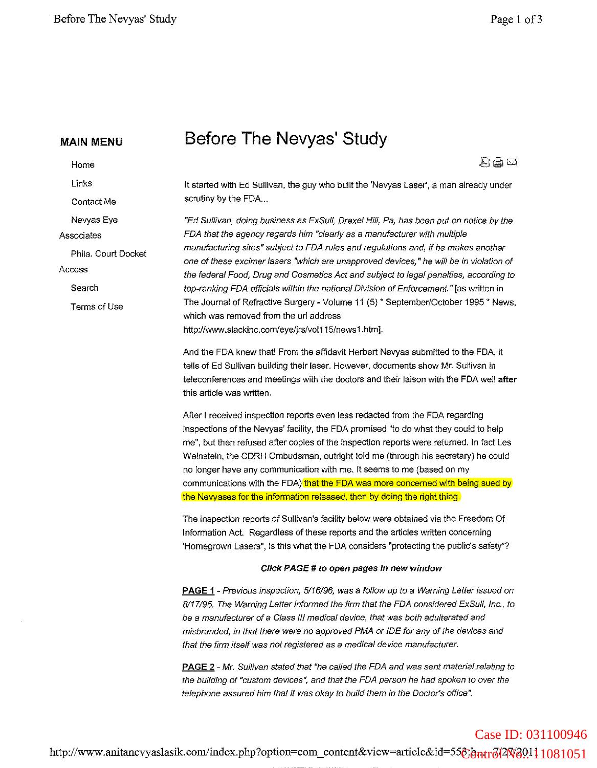## MAIN MENU

- Home
- Links
- Contact Me
- Nevyas Eye Associates
- Phila. Court Docket Access
- Search
- Terms of Use

# Before The Nevyas' Study

It started with Ed Sullivan, the guy who built the 'Nevyas Laser', a man already under scrutiny by the FDA...

*"Ed Sullivan, doing business as ExSull, Drexel Hill, Pa, has been put on notice by the FDA that the agency regards him "clearly as a manufacturer with multiple manufacturing sites" subject to FDA rules and regulations and, if he makes another one of these excimer lasers "which are unapproved devices," he will be in violation of the federal Food, Drug and Cosmetics Act and subject to legal penalties, according to top-ranking FDA officials within the national Division of Enforcement."* [as written in The Journal of Refractive Surgery - Volume 11 (5) * September/October 1995 * News, which was removed from the url address http://www.slackinc.com/eye/jrs/vol115/news1.htm].

And the FDA knew that! From the affidavit Herbert Nevyas submitted to the FDA, it tells of Ed Sullivan building their laser. However, documents show Mr. Sullivan in teleconferences and meetings with the doctors and their laison with the FDA well **after** this article was written.

After I received inspection reports even less redacted from the FDA regarding inspections of the Nevyas' facility, the FDA promised "to do what they could to help me", but then refused after copies of the inspection reports were returned. In fact Les Weinstein, the CDRH Ombudsman, outright told me (through his secretary) he could no longer have any communication with me. It seems to me (based on my communications with the FDA) that the FDA was more concerned with being sued by the Nevyases for the information released, then by doing the right thing.

The inspection reports of Sullivan's facility below were obtained via the Freedom Of Information Act. Regardless of these reports and the articles written concerning 'Homegrown Lasers", is this what the FDA considers "protecting the public's safety"?

***Click PAGE # to open pages in new window***

**PAGE 1** - *Previous inspection, 5/16/96, was a follow up to a Warning Letter issued on 8/17/95. The Warning Letter informed the firm that the FDA considered ExSull, Inc., to be a manufacturer of a Class III medical device, that was both adulterated and misbranded, in that there were no approved PMA or IDE for any of the devices and that the firm itself was not registered as a medical device manufacturer.*

**PAGE 2** - *Mr. Sullivan stated that "he called the FDA and was sent material relating to the building of "custom devices", and that the FDA person he had spoken to over the telephone assured him that it was okay to build them in the Doctor's office".*

Case ID: 031100946
Control No.: 11081051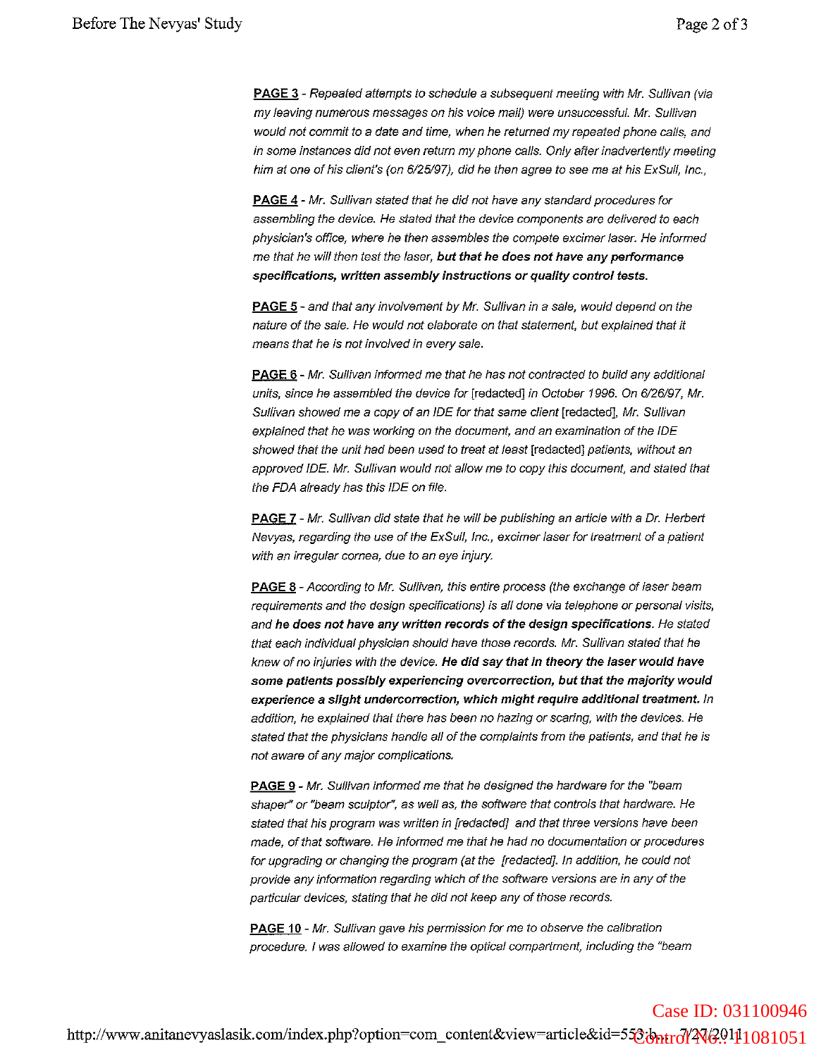**PAGE 3** - *Repeated attempts to schedule a subsequent meeting with Mr. Sullivan (via my leaving numerous messages on his voice mail) were unsuccessful. Mr. Sullivan would not commit to a date and time, when he returned my repeated phone calls, and in some instances did not even return my phone calls. Only after inadvertently meeting him at one of his client's (on 6/25/97), did he then agree to see me at his ExSull, Inc.,*

**PAGE 4** - *Mr. Sullivan stated that he did not have any standard procedures for assembling the device. He stated that the device components are delivered to each physician's office, where he then assembles the compete excimer laser. He informed me that he will then test the laser,* ***but that he does not have any performance specifications, written assembly instructions or quality control tests.***

**PAGE 5** - *and that any involvement by Mr. Sullivan in a sale, would depend on the nature of the sale. He would not elaborate on that statement, but explained that it means that he is not involved in every sale.*

**PAGE 6** - *Mr. Sullivan informed me that he has not contracted to build any additional units, since he assembled the device for* [redacted] *in October 1996. On 6/26/97, Mr. Sullivan showed me a copy of an IDE for that same client* [redacted]*, Mr. Sullivan explained that he was working on the document, and an examination of the IDE showed that the unit had been used to treat at least* [redacted] *patients, without an approved IDE. Mr. Sullivan would not allow me to copy this document, and stated that the FDA already has this IDE on file.*

**PAGE 7** - *Mr. Sullivan did state that he will be publishing an article with a Dr. Herbert Nevyas, regarding the use of the ExSull, Inc., excimer laser for treatment of a patient with an irregular cornea, due to an eye injury.*

**PAGE 8** - *According to Mr. Sullivan, this entire process (the exchange of laser beam requirements and the design specifications) is all done via telephone or personal visits, and* ***he does not have any written records of the design specifications****. He stated that each individual physician should have those records. Mr. Sullivan stated that he knew of no injuries with the device.* ***He did say that in theory the laser would have some patients possibly experiencing overcorrection, but that the majority would experience a slight undercorrection, which might require additional treatment.*** *In addition, he explained that there has been no hazing or scaring, with the devices. He stated that the physicians handle all of the complaints from the patients, and that he is not aware of any major complications.*

**PAGE 9** - *Mr. Sullivan informed me that he designed the hardware for the "beam shaper" or "beam sculptor", as well as, the software that controls that hardware. He stated that his program was written in [redacted] and that three versions have been made, of that software. He informed me that he had no documentation or procedures for upgrading or changing the program (at the [redacted]. In addition, he could not provide any information regarding which of the software versions are in any of the particular devices, stating that he did not keep any of those records.*

**PAGE 10** - *Mr. Sullivan gave his permission for me to observe the calibration procedure. I was allowed to examine the optical compartment, including the "beam*

Case ID: 031100946
Control No.: 11081051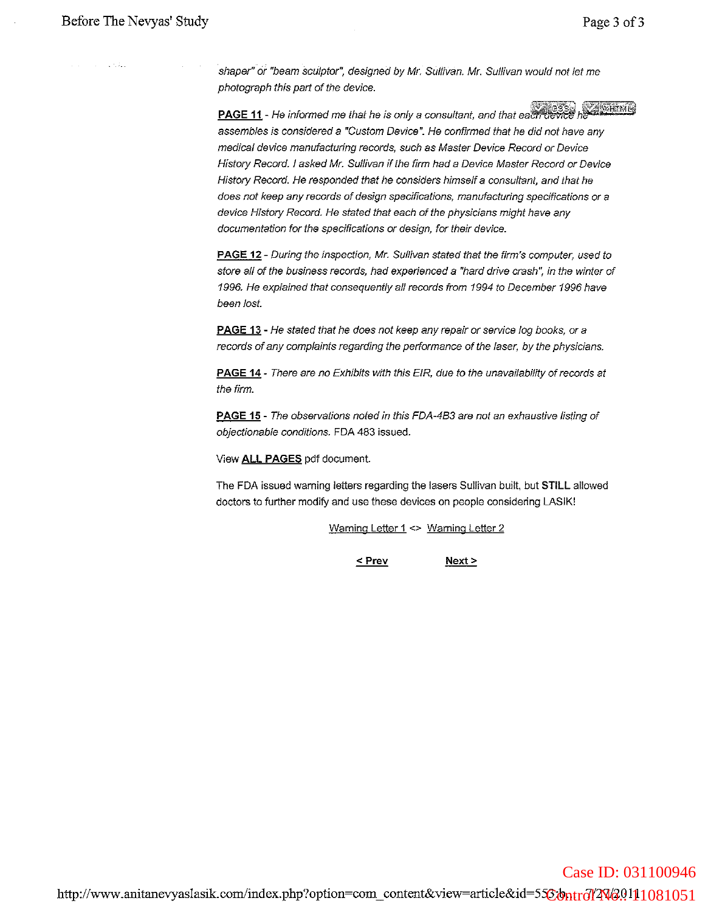*shaper" or "beam sculptor", designed by Mr. Sullivan. Mr. Sullivan would not let me photograph this part of the device.*

**PAGE 11** - *He informed me that he is only a consultant, and that each device he assembles is considered a "Custom Device". He confirmed that he did not have any medical device manufacturing records, such as Master Device Record or Device History Record. I asked Mr. Sullivan if the firm had a Device Master Record or Device History Record. He responded that he considers himself a consultant, and that he does not keep any records of design specifications, manufacturing specifications or a device History Record. He stated that each of the physicians might have any documentation for the specifications or design, for their device.*

**PAGE 12** - *During the inspection, Mr. Sullivan stated that the firm's computer, used to store all of the business records, had experienced a "hard drive crash", in the winter of 1996. He explained that consequently all records from 1994 to December 1996 have been lost.*

**PAGE 13** - *He stated that he does not keep any repair or service log books, or a records of any complaints regarding the performance of the laser, by the physicians.*

**PAGE 14** - *There are no Exhibits with this EIR, due to the unavailability of records at the firm.*

**PAGE 15** - *The observations noted in this FDA-483 are not an exhaustive listing of objectionable conditions.* FDA 483 issued.

View **ALL PAGES** pdf document.

The FDA issued warning letters regarding the lasers Sullivan built, but **STILL** allowed doctors to further modify and use these devices on people considering LASIK!

Warning Letter 1 <> Warning Letter 2

**< Prev** **Next >**

Case ID: 031100946

Control No.: 11081051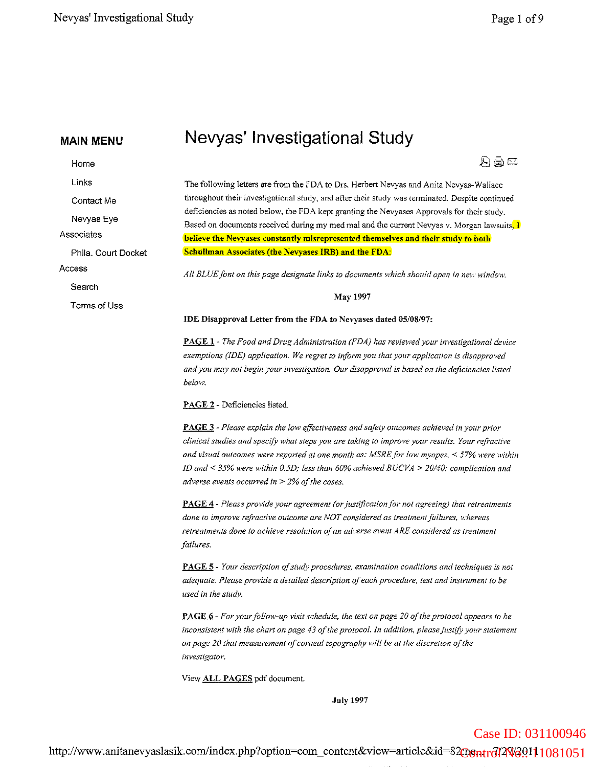# Nevyas' Investigational Study

**MAIN MENU**

- Home
- Links
- Contact Me
- Nevyas Eye Associates
- Phila. Court Docket Access
- Search
- Terms of Use

The following letters are from the FDA to Drs. Herbert Nevyas and Anita Nevyas-Wallace throughout their investigational study, and after their study was terminated. Despite continued deficiencies as noted below, the FDA kept granting the Nevyases Approvals for their study. Based on documents received during my med mal and the current Nevyas v. Morgan lawsuits, **I believe the Nevyases constantly misrepresented themselves and their study to both Schullman Associates (the Nevyases IRB) and the FDA:**

*All BLUE font on this page designate links to documents which should open in new window.*

**May 1997**

**IDE Disapproval Letter from the FDA to Nevyases dated 05/08/97:**

**PAGE 1** - *The Food and Drug Administration (FDA) has reviewed your investigational device exemptions (IDE) application. We regret to inform you that your application is disapproved and you may not begin your investigation. Our disapproval is based on the deficiencies listed below.*

**PAGE 2** - Deficiencies listed.

**PAGE 3** - *Please explain the low effectiveness and safety outcomes achieved in your prior clinical studies and specify what steps you are taking to improve your results. Your refractive and visual outcomes were reported at one month as: MSRE for low myopes. < 57% were within 1D and < 35% were within 0.5D; less than 60% achieved BUCVA > 20/40; complication and adverse events occurred in > 2% of the cases.*

**PAGE 4** - *Please provide your agreement (or justification for not agreeing) that retreatments done to improve refractive outcome are NOT considered as treatment failures, whereas retreatments done to achieve resolution of an adverse event ARE considered as treatment failures.*

**PAGE 5** - *Your description of study procedures, examination conditions and techniques is not adequate. Please provide a detailed description of each procedure, test and instrument to be used in the study.*

**PAGE 6** - *For your follow-up visit schedule, the text on page 20 of the protocol appears to be inconsistent with the chart on page 43 of the protocol. In addition, please justify your statement on page 20 that measurement of corneal topography will be at the discretion of the investigator.*

View **ALL PAGES** pdf document.

**July 1997**

Case ID: 031100946
Control No.: 11081051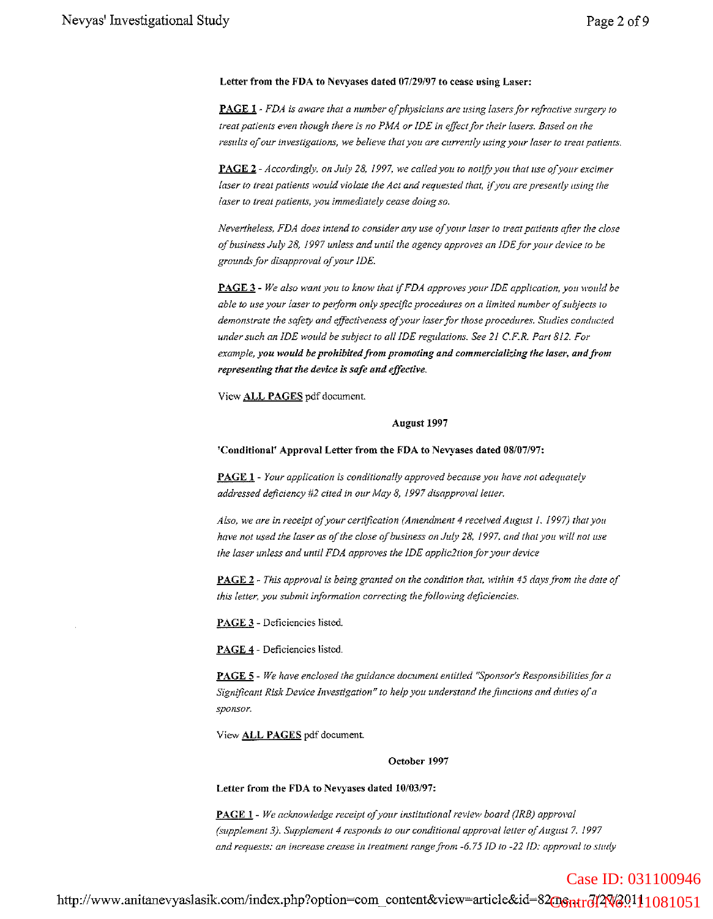**Letter from the FDA to Nevyases dated 07/29/97 to cease using Laser:**

**PAGE 1** - *FDA is aware that a number of physicians are using lasers for refractive surgery to treat patients even though there is no PMA or IDE in effect for their lasers. Based on the results of our investigations, we believe that you are currently using your laser to treat patients.*

**PAGE 2** - *Accordingly, on July 28, 1997, we called you to notify you that use of your excimer laser to treat patients would violate the Act and requested that, if you are presently using the laser to treat patients, you immediately cease doing so.*

*Nevertheless, FDA does intend to consider any use of your laser to treat patients after the close of business July 28, 1997 unless and until the agency approves an IDE for your device to be grounds for disapproval of your IDE.*

**PAGE 3** - *We also want you to know that if FDA approves your IDE application, you would be able to use your laser to perform only specific procedures on a limited number of subjects to demonstrate the safety and effectiveness of your laser for those procedures. Studies conducted under such an IDE would be subject to all IDE regulations. See 21 C.F.R. Part 812. For example,* ***you would be prohibited from promoting and commercializing the laser, and from representing that the device is safe and effective.***

View **ALL PAGES** pdf document.

**August 1997**

**'Conditional' Approval Letter from the FDA to Nevyases dated 08/07/97:**

**PAGE 1** - *Your application is conditionally approved because you have not adequately addressed deficiency #2 cited in our May 8, 1997 disapproval letter.*

*Also, we are in receipt of your certification (Amendment 4 received August 1, 1997) that you have not used the laser as of the close of business on July 28, 1997, and that you will not use the laser unless and until FDA approves the IDE applic2tion for your device*

**PAGE 2** - *This approval is being granted on the condition that, within 45 days from the date of this letter, you submit information correcting the following deficiencies.*

**PAGE 3** - Deficiencies listed.

**PAGE 4** - Deficiencies listed.

**PAGE 5** - *We have enclosed the guidance document entitled "Sponsor's Responsibilities for a Significant Risk Device Investigation" to help you understand the functions and duties of a sponsor.*

View **ALL PAGES** pdf document.

**October 1997**

**Letter from the FDA to Nevyases dated 10/03/97:**

**PAGE 1** - *We acknowledge receipt of your institutional review board (IRB) approval (supplement 3). Supplement 4 responds to our conditional approval letter of August 7, 1997 and requests: an increase crease in treatment range from -6.75 ID to -22 ID: approval to study*

Case ID: 031100946

Control No.: 11081051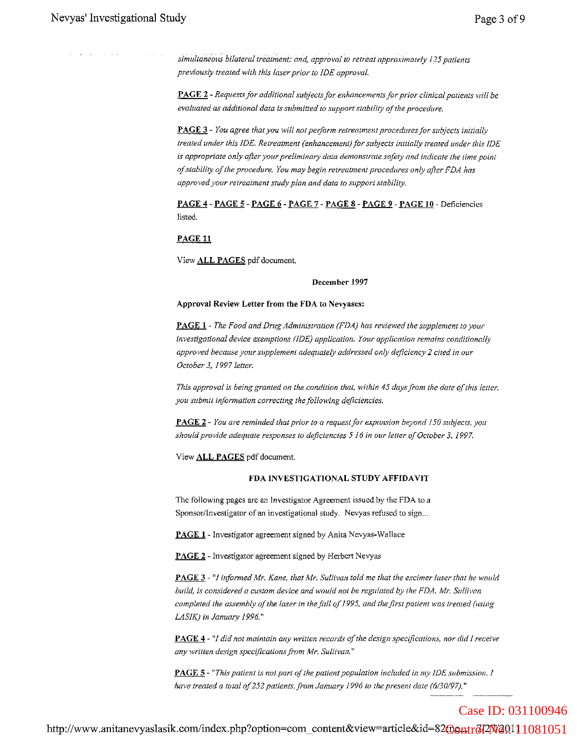*simultaneous bilateral treatment; and, approval to retreat approximately 125 patients previously treated with this laser prior to IDE approval.*

**PAGE 2** - *Requests for additional subjects for enhancements for prior clinical patients will be evaluated as additional data is submitted to support stability of the procedure.*

**PAGE 3** - *You agree that you will not perform retreatment procedures for subjects initially treated under this IDE. Retreatment (enhancement) for subjects initially treated under this IDE is appropriate only after your preliminary data demonstrate safety and indicate the time point of stability of the procedure. You may begin retreatment procedures only after FDA has approved your retreatment study plan and data to support stability.*

**PAGE 4** - **PAGE 5** - **PAGE 6** - **PAGE 7** - **PAGE 8** - **PAGE 9** - **PAGE 10** - Deficiencies listed.

**PAGE 11**

View **ALL PAGES** pdf document.

**December 1997**

**Approval Review Letter from the FDA to Nevyases:**

**PAGE 1** - *The Food and Drug Administration (FDA) has reviewed the supplement to your investigational device exemptions (IDE) application. Your application remains conditionally approved because your supplement adequately addressed only deficiency 2 cited in our October 3, 1997 letter.*

*This approval is being granted on the condition that, within 45 days from the date of this letter, you submit information correcting the following deficiencies.*

**PAGE 2** - *You are reminded that prior to a request for expansion beyond 150 subjects, you should provide adequate responses to deficiencies 5 16 in our letter of October 3, 1997.*

View **ALL PAGES** pdf document.

**FDA INVESTIGATIONAL STUDY AFFIDAVIT**

The following pages are an Investigator Agreement issued by the FDA to a Sponsor/Investigator of an investigational study. Nevyas refused to sign...

**PAGE 1** - Investigator agreement signed by Anita Nevyas-Wallace

**PAGE 2** - Investigator agreement signed by Herbert Nevyas

**PAGE 3** - *"I informed Mr. Kane, that Mr. Sullivan told me that the excimer laser that he would build, is considered a custom device and would not be regulated by the FDA. Mr. Sullivan completed the assembly of the laser in the fall of 1995, and the first patient was treated (using LASIK) in January 1996."*

**PAGE 4** - *"I did not maintain any written records of the design specifications, nor did I receive any written design specifications from Mr. Sullivan."*

**PAGE 5** - *"This patient is not part of the patient population included in my IDE submission. I have treated a total of 252 patients. from January 1996 to the present date (6/30/97),"*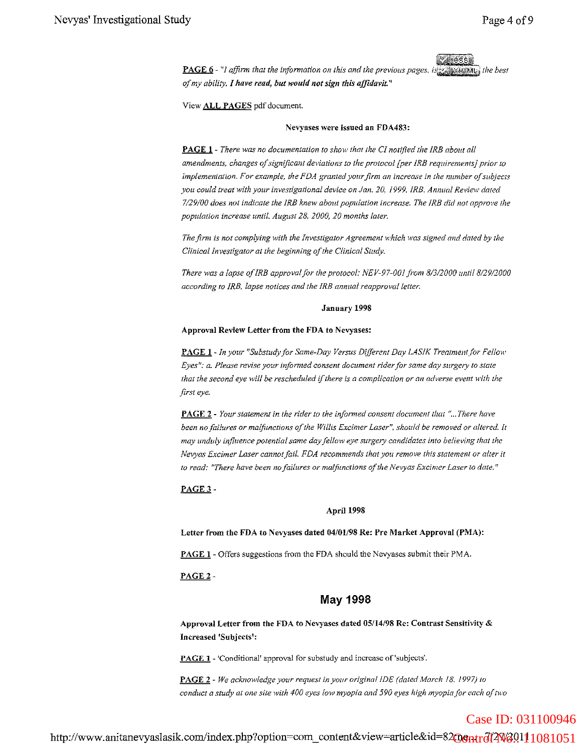**PAGE 6** - *"I affirm that the information on this and the previous pages, is ... the best of my ability. **I have read, but would not sign this affidavit.**"*

View **ALL PAGES** pdf document.

**Nevyases were issued an FDA483:**

**PAGE 1** - *There was no documentation to show that the CI notified the IRB about all amendments, changes of significant deviations to the protocol [per IRB requirements] prior to implementation. For example, the FDA granted your firm an increase in the number of subjects you could treat with your investigational device on Jan. 20, 1999. IRB. Annual Review dated 7/29/00 does not indicate the IRB knew about population increase. The IRB did not approve the population increase until. August 28, 2000, 20 months later.*

*The firm is not complying with the Investigator Agreement which was signed and dated by the Clinical Investigator at the beginning of the Clinical Study.*

*There was a lapse of IRB approval for the protocol: NEV-97-001 from 8/3/2000 until 8/29/2000 according to IRB, lapse notices and the IRB annual reapproval letter.*

**January 1998**

**Approval Review Letter from the FDA to Nevyases:**

**PAGE 1** - *In your "Substudy for Same-Day Versus Different Day LASIK Treatment for Fellow Eyes": a. Please revise your informed consent document rider for same day surgery to state that the second eye will be rescheduled if there is a complication or an adverse event with the first eye.*

**PAGE 2** - *Your statement in the rider to the informed consent document that "...There have been no failures or malfunctions of the Willis Excimer Laser", should be removed or altered. It may unduly influence potential same day fellow eye surgery candidates into believing that the Nevyas Excimer Laser cannot fail. FDA recommends that you remove this statement or alter it to read: "There have been no failures or malfunctions of the Nevyas Excimer Laser to date."*

**PAGE 3** -

**April 1998**

**Letter from the FDA to Nevyases dated 04/01/98 Re: Pre Market Approval (PMA):**

**PAGE 1** - Offers suggestions from the FDA should the Nevyases submit their PMA.

**PAGE 2** -

## May 1998

**Approval Letter from the FDA to Nevyases dated 05/14/98 Re: Contrast Sensitivity & Increased 'Subjects':**

**PAGE 1** - 'Conditional' approval for substudy and increase of 'subjects'.

**PAGE 2** - *We acknowledge your request in your original IDE (dated March 18, 1997) to conduct a study at one site with 400 eyes low myopia and 590 eyes high myopia for each of two*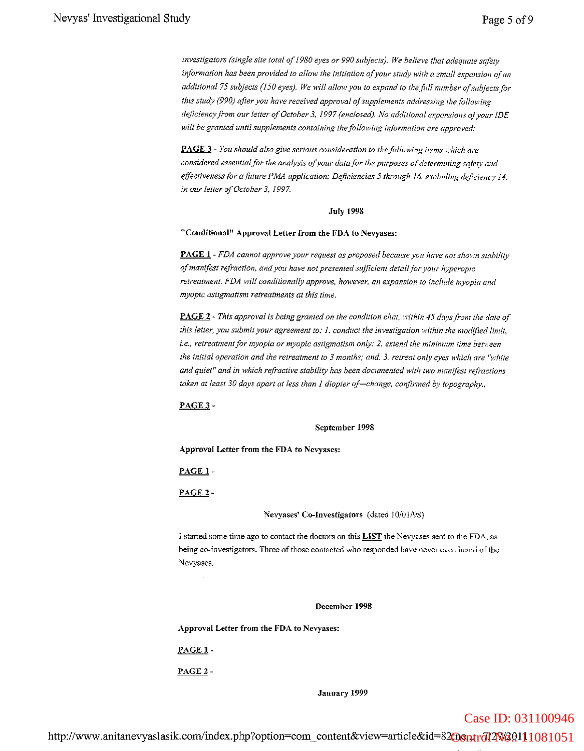*investigators (single site total of 1980 eyes or 990 subjects). We believe that adequate safety information has been provided to allow the initiation of your study with a small expansion of an additional 75 subjects (150 eyes). We will allow you to expand to the full number of subjects for this study (990) after you have received approval of supplements addressing the following deficiency from our letter of October 3, 1997 (enclosed). No additional expansions of your IDE will be granted until supplements containing the following information are approved:*

**PAGE 3** - *You should also give serious consideration to the following items which are considered essential for the analysis of your data for the purposes of determining safety and effectiveness for a future PMA application: Deficiencies 5 through 16, excluding deficiency 14, in our letter of October 3, 1997.*

**July 1998**

**"Conditional" Approval Letter from the FDA to Nevyases:**

**PAGE 1** - *FDA cannot approve your request as proposed because you have not shown stability of manifest refraction, and you have not presented sufficient detail for your hyperopic retreatment. FDA will conditionally approve, however, an expansion to include myopia and myopic astigmatism retreatments at this time.*

**PAGE 2** - *This approval is being granted on the condition that, within 45 days from the date of this letter, you submit your agreement to: 1. conduct the investigation within the modified limit, i.e., retreatment for myopia or myopic astigmatism only; 2. extend the minimum time between the initial operation and the retreatment to 3 months; and, 3. retreat only eyes which are "white and quiet" and in which refractive stability has been documented with two manifest refractions taken at least 30 days apart at less than 1 diopter of—change, confirmed by topography.,*

**PAGE 3** -

**September 1998**

**Approval Letter from the FDA to Nevyases:**

**PAGE 1** -

**PAGE 2** -

**Nevyases' Co-Investigators** (dated 10/01/98)

I started some time ago to contact the doctors on this **LIST** the Nevyases sent to the FDA, as being co-investigators. Three of those contacted who responded have never even heard of the Nevyases.

**December 1998**

**Approval Letter from the FDA to Nevyases:**

**PAGE 1** -

**PAGE 2** -

**January 1999**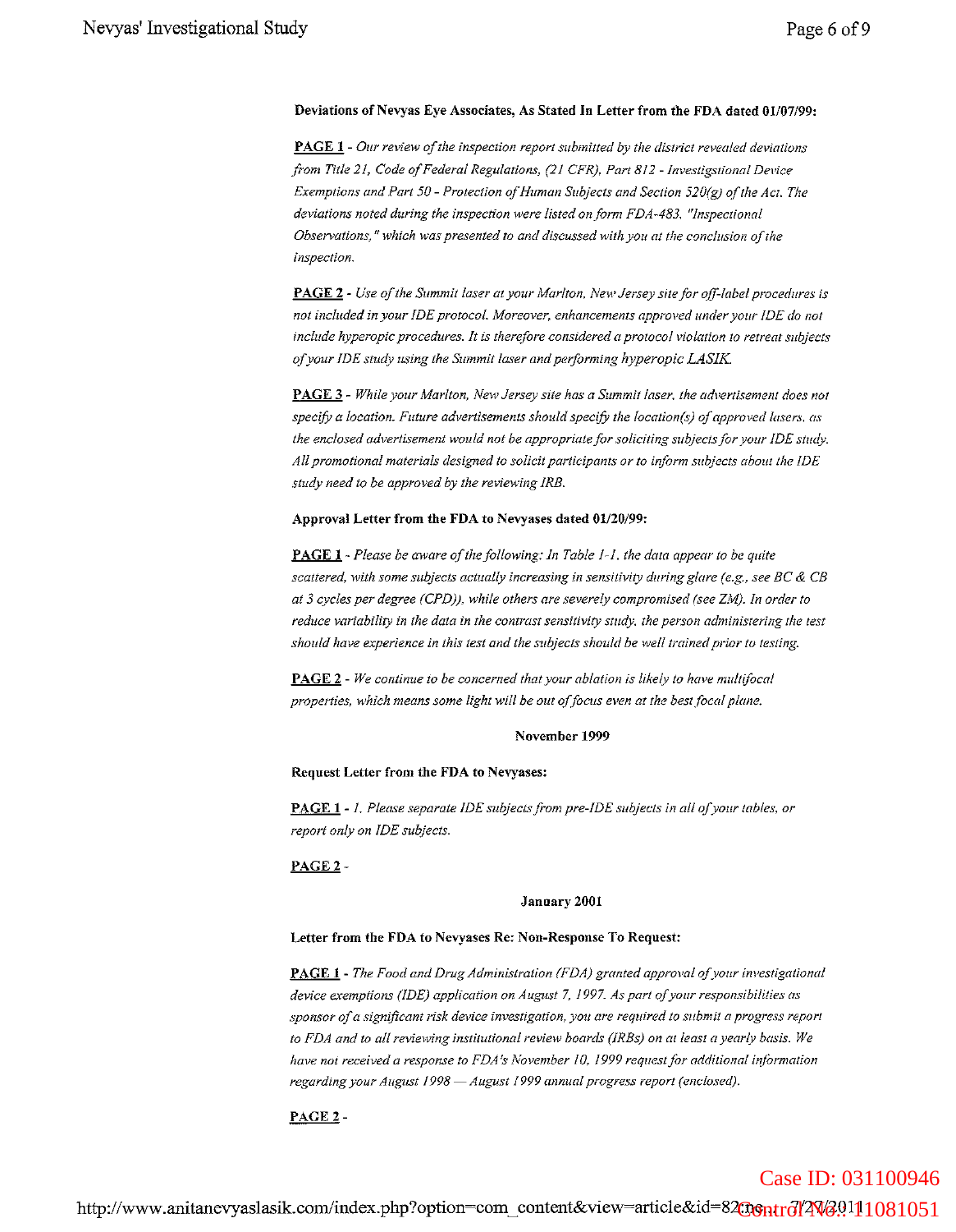**Deviations of Nevyas Eye Associates, As Stated In Letter from the FDA dated 01/07/99:**

**PAGE 1** - *Our review of the inspection report submitted by the district revealed deviations from Title 21, Code of Federal Regulations, (21 CFR), Part 812 - Investigstional Device Exemptions and Part 50 - Protection of Human Subjects and Section 520(g) of the Act. The deviations noted during the inspection were listed on form FDA-483, "Inspectional Observations," which was presented to and discussed with you at the conclusion of the inspection.*

**PAGE 2** - *Use of the Summit laser at your Marlton, New Jersey site for off-label procedures is not included in your IDE protocol. Moreover, enhancements approved under your IDE do not include hyperopic procedures. It is therefore considered a protocol violation to retreat subjects of your IDE study using the Summit laser and performing hyperopic LASIK.*

**PAGE 3** - *While your Marlton, New Jersey site has a Summit laser, the advertisement does not specify a location. Future advertisements should specify the location(s) of approved lasers, as the enclosed advertisement would not be appropriate for soliciting subjects for your IDE study. All promotional materials designed to solicit participants or to inform subjects about the IDE study need to be approved by the reviewing IRB.*

**Approval Letter from the FDA to Nevyases dated 01/20/99:**

**PAGE 1** - *Please be aware of the following: In Table 1-1, the data appear to be quite scattered, with some subjects actually increasing in sensitivity during glare (e.g., see BC & CB at 3 cycles per degree (CPD)), while others are severely compromised (see ZM). In order to reduce variability in the data in the contrast sensitivity study, the person administering the test should have experience in this test and the subjects should be well trained prior to testing.*

**PAGE 2** - *We continue to be concerned that your ablation is likely to have multifocal properties, which means some light will be out of focus even at the best focal plane.*

**November 1999**

**Request Letter from the FDA to Nevyases:**

**PAGE 1** - *1. Please separate IDE subjects from pre-IDE subjects in all of your tables, or report only on IDE subjects.*

**PAGE 2** -

**January 2001**

**Letter from the FDA to Nevyases Re: Non-Response To Request:**

**PAGE 1** - *The Food and Drug Administration (FDA) granted approval of your investigational device exemptions (IDE) application on August 7, 1997. As part of your responsibilities as sponsor of a significant risk device investigation, you are required to submit a progress report to FDA and to all reviewing institutional review boards (IRBs) on at least a yearly basis. We have not received a response to FDA's November 10, 1999 request for additional information regarding your August 1998 — August 1999 annual progress report (enclosed).*

**PAGE 2** -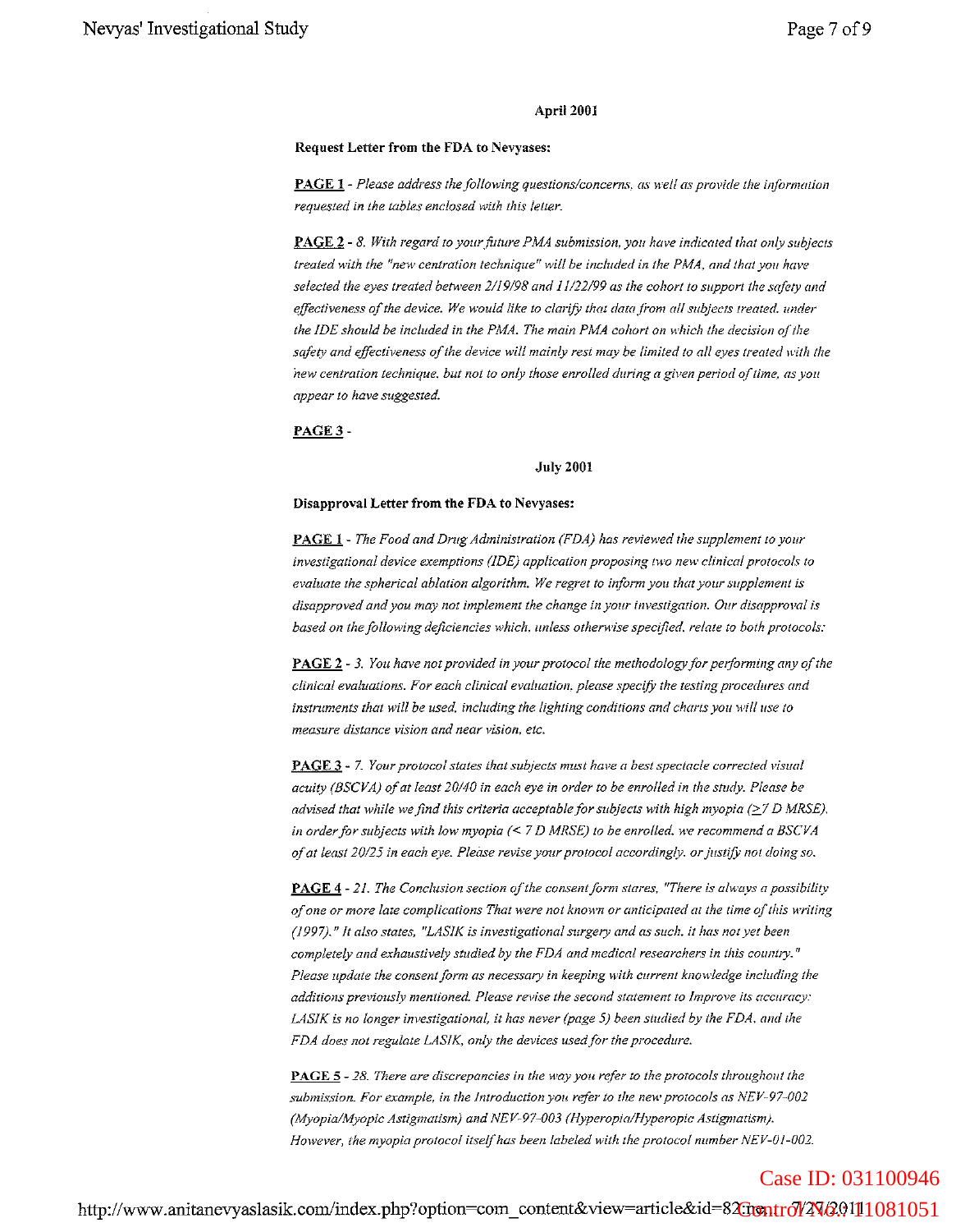**April 2001**

**Request Letter from the FDA to Nevyases:**

**PAGE 1** - *Please address the following questions/concerns, as well as provide the information requested in the tables enclosed with this letter.*

**PAGE 2** - *8. With regard to your future PMA submission, you have indicated that only subjects treated with the "new centration technique" will be included in the PMA, and that you have selected the eyes treated between 2/19/98 and 11/22/99 as the cohort to support the safety and effectiveness of the device. We would like to clarify that data from all subjects treated, under the IDE should be included in the PMA. The main PMA cohort on which the decision of the safety and effectiveness of the device will mainly rest may be limited to all eyes treated with the new centration technique, but not to only those enrolled during a given period of time, as you appear to have suggested.*

**PAGE 3** -

**July 2001**

**Disapproval Letter from the FDA to Nevyases:**

**PAGE 1** - *The Food and Drug Administration (FDA) has reviewed the supplement to your investigational device exemptions (IDE) application proposing two new clinical protocols to evaluate the spherical ablation algorithm. We regret to inform you that your supplement is disapproved and you may not implement the change in your investigation. Our disapproval is based on the following deficiencies which, unless otherwise specified, relate to both protocols:*

**PAGE 2** - *3. You have not provided in your protocol the methodology for performing any of the clinical evaluations. For each clinical evaluation, please specify the testing procedures and instruments that will be used, including the lighting conditions and charts you will use to measure distance vision and near vision, etc.*

**PAGE 3** - *7. Your protocol states that subjects must have a best spectacle corrected visual acuity (BSCVA) of at least 20/40 in each eye in order to be enrolled in the study. Please be advised that while we find this criteria acceptable for subjects with high myopia (≥7 D MRSE), in order for subjects with low myopia (< 7 D MRSE) to be enrolled, we recommend a BSCVA of at least 20/25 in each eye. Please revise your protocol accordingly, or justify not doing so.*

**PAGE 4** - *21. The Conclusion section of the consent form states, "There is always a possibility of one or more late complications That were not known or anticipated at the time of this writing (1997)." It also states, "LASIK is investigational surgery and as such, it has not yet been completely and exhaustively studied by the FDA and medical researchers in this country." Please update the consent form as necessary in keeping with current knowledge including the additions previously mentioned. Please revise the second statement to Improve its accuracy: LASIK is no longer investigational, it has never (page 5) been studied by the FDA, and the FDA does not regulate LASIK, only the devices used for the procedure.*

**PAGE 5** - *28. There are discrepancies in the way you refer to the protocols throughout the submission. For example, in the Introduction you refer to the new protocols as NEV-97-002 (Myopia/Myopic Astigmatism) and NEV-97-003 (Hyperopia/Hyperopic Astigmatism). However, the myopia protocol itself has been labeled with the protocol number NEV-01-002.*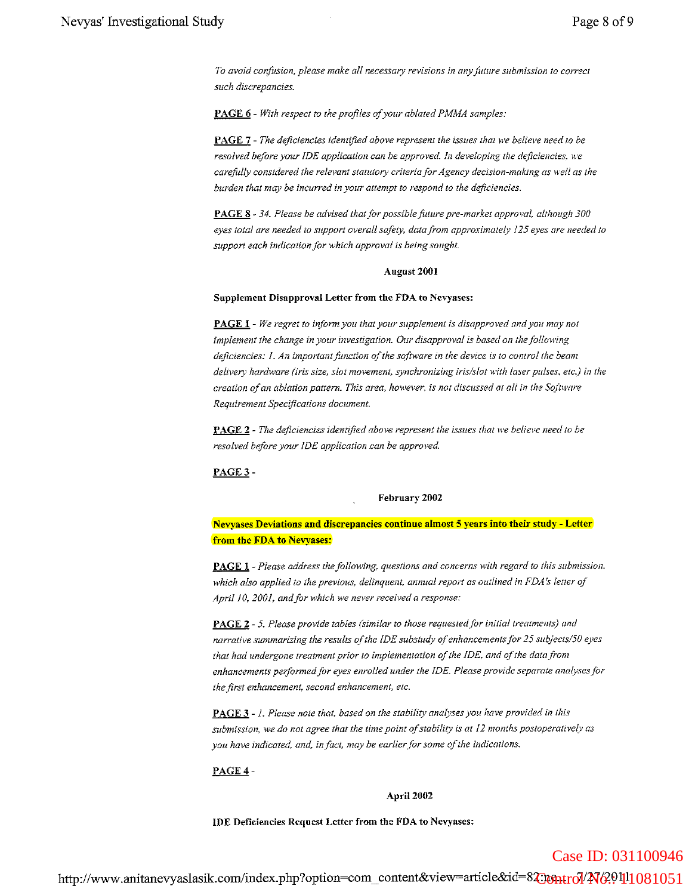*To avoid confusion, please make all necessary revisions in any future submission to correct such discrepancies.*

**PAGE 6** - *With respect to the profiles of your ablated PMMA samples:*

**PAGE 7** - *The deficiencies identified above represent the issues that we believe need to be resolved before your IDE application can be approved. In developing the deficiencies, we carefully considered the relevant statutory criteria for Agency decision-making as well as the burden that may be incurred in your attempt to respond to the deficiencies.*

**PAGE 8** - *34. Please be advised that for possible future pre-market approval, although 300 eyes total are needed to support overall safety, data from approximately 125 eyes are needed to support each indication for which approval is being sought.*

**August 2001**

**Supplement Disapproval Letter from the FDA to Nevyases:**

**PAGE 1** - *We regret to inform you that your supplement is disapproved and you may not implement the change in your investigation. Our disapproval is based on the following deficiencies: 1. An important function of the software in the device is to control the beam delivery hardware (iris size, slot movement, synchronizing iris/slot with laser pulses, etc.) in the creation of an ablation pattern. This area, however, is not discussed at all in the Software Requirement Specifications document.*

**PAGE 2** - *The deficiencies identified above represent the issues that we believe need to be resolved before your IDE application can be approved.*

**PAGE 3** -

**February 2002**

**Nevyases Deviations and discrepancies continue almost 5 years into their study - Letter from the FDA to Nevyases:**

**PAGE 1** - *Please address the following, questions and concerns with regard to this submission, which also applied to the previous, delinquent, annual report as outlined in FDA's letter of April 10, 2001, and for which we never received a response:*

**PAGE 2** - *5. Please provide tables (similar to those requested for initial treatments) and narrative summarizing the results of the IDE substudy of enhancements for 25 subjects/50 eyes that had undergone treatment prior to implementation of the IDE, and of the data from enhancements performed for eyes enrolled under the IDE. Please provide separate analyses for the first enhancement, second enhancement, etc.*

**PAGE 3** - *1. Please note that, based on the stability analyses you have provided in this submission, we do not agree that the time point of stability is at 12 months postoperatively as you have indicated, and, in fact, may be earlier for some of the indications.*

**PAGE 4** -

**April 2002**

**IDE Deficiencies Request Letter from the FDA to Nevyases:**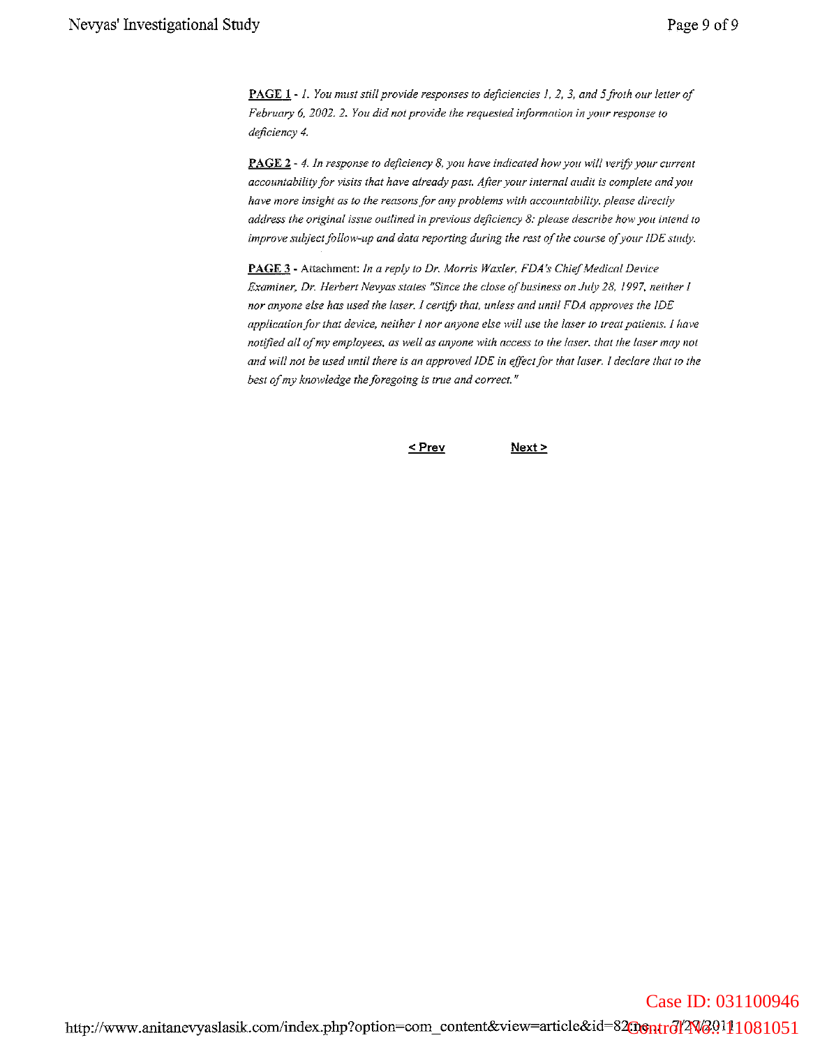**PAGE 1** - *1. You must still provide responses to deficiencies 1, 2, 3, and 5 froth our letter of February 6, 2002. 2. You did not provide the requested information in your response to deficiency 4.*

**PAGE 2** - *4. In response to deficiency 8, you have indicated how you will verify your current accountability for visits that have already past. After your internal audit is complete and you have more insight as to the reasons for any problems with accountability, please directly address the original issue outlined in previous deficiency 8: please describe how you intend to improve subject follow-up and data reporting during the rest of the course of your IDE study.*

**PAGE 3** - Attachment: *In a reply to Dr. Morris Waxler, FDA's Chief Medical Device Examiner, Dr. Herbert Nevyas states "Since the close of business on July 28, 1997, neither I nor anyone else has used the laser. I certify that, unless and until FDA approves the IDE application for that device, neither I nor anyone else will use the laser to treat patients. I have notified all of my employees, as well as anyone with access to the laser, that the laser may not and will not be used until there is an approved IDE in effect for that laser. I declare that to the best of my knowledge the foregoing is true and correct."*

< Prev Next >

http://www.anitanevyaslasik.com/index.php?option=com_content&view=article&id=82&...

Case ID: 031100946

Control No.: 11081051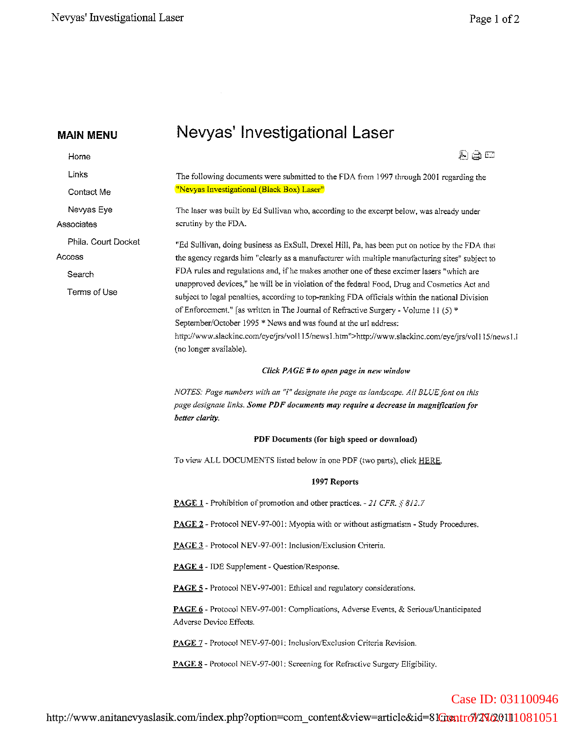## MAIN MENU

- Home
- Links
- Contact Me
- Nevyas Eye Associates
- Phila. Court Docket Access
- Search
- Terms of Use

# Nevyas' Investigational Laser

The following documents were submitted to the FDA from 1997 through 2001 regarding the "Nevyas Investigational (Black Box) Laser"

The laser was built by Ed Sullivan who, according to the excerpt below, was already under scrutiny by the FDA.

"Ed Sullivan, doing business as ExSull, Drexel Hill, Pa, has been put on notice by the FDA that the agency regards him "clearly as a manufacturer with multiple manufacturing sites" subject to FDA rules and regulations and, if he makes another one of these excimer lasers "which are unapproved devices," he will be in violation of the federal Food, Drug and Cosmetics Act and subject to legal penalties, according to top-ranking FDA officials within the national Division of Enforcement." [as written in The Journal of Refractive Surgery - Volume 11 (5) * September/October 1995 * News and was found at the url address: http://www.slackinc.com/eye/jrs/vol115/news1.htm">http://www.slackinc.com/eye/jrs/vol115/news1.l (no longer available).

***Click PAGE # to open page in new window***

*NOTES: Page numbers with an "l" designate the page as landscape. All BLUE font on this page designate links.* ***Some PDF documents may require a decrease in magnification for better clarity.***

**PDF Documents (for high speed or download)**

To view ALL DOCUMENTS listed below in one PDF (two parts), click HERE.

**1997 Reports**

**PAGE 1** - Prohibition of promotion and other practices. - *21 CFR. § 812.7*

**PAGE 2** - Protocol NEV-97-001: Myopia with or without astigmatism - Study Procedures.

**PAGE 3** - Protocol NEV-97-001: Inclusion/Exclusion Criteria.

**PAGE 4** - IDE Supplement - Question/Response.

**PAGE 5** - Protocol NEV-97-001: Ethical and regulatory considerations.

**PAGE 6** - Protocol NEV-97-001: Complications, Adverse Events, & Serious/Unanticipated Adverse Device Effects.

**PAGE 7** - Protocol NEV-97-001: Inclusion/Exclusion Criteria Revision.

**PAGE 8** - Protocol NEV-97-001: Screening for Refractive Surgery Eligibility.

Case ID: 031100946

Control No.: 11081051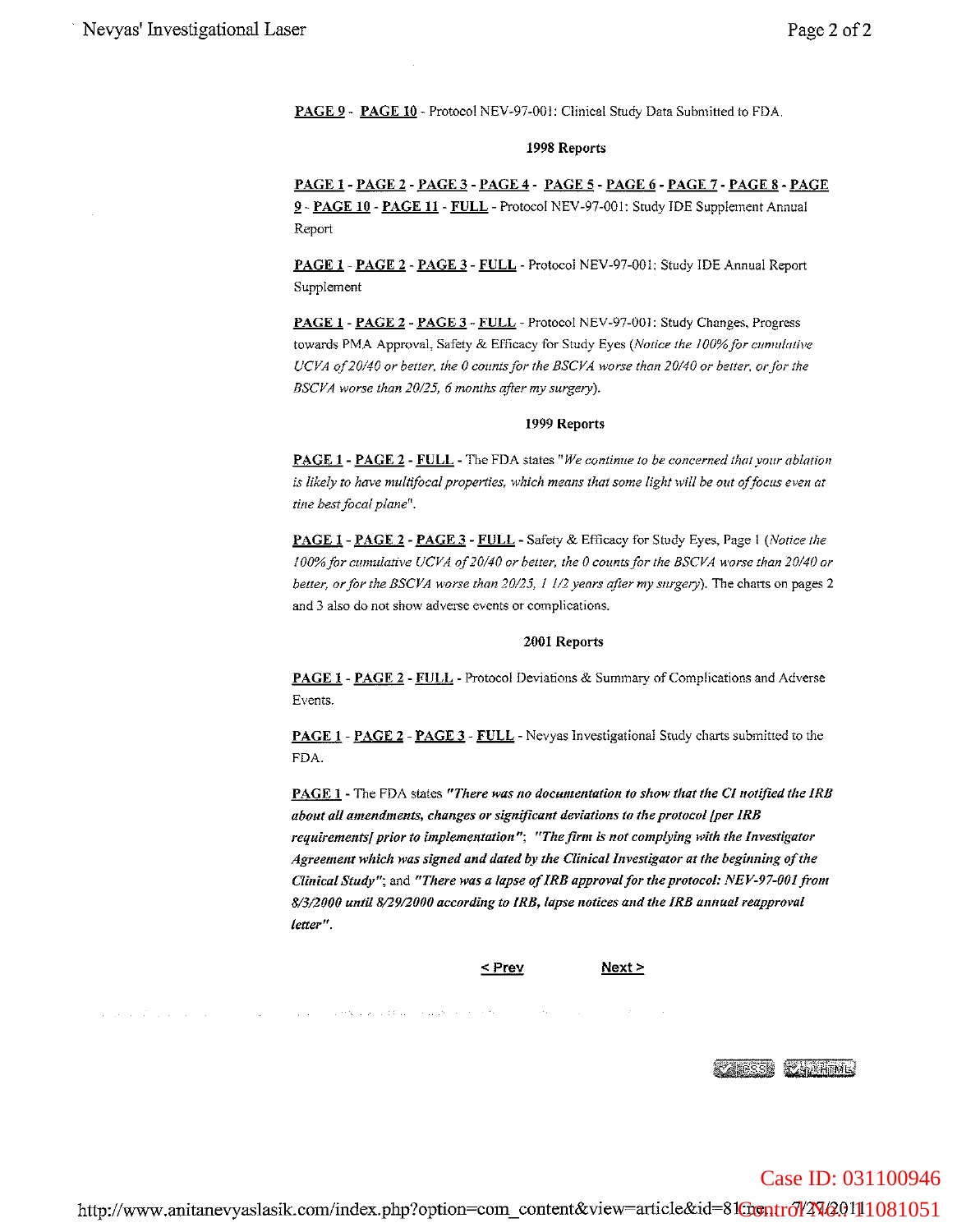**PAGE 9** - **PAGE 10** - Protocol NEV-97-001: Clinical Study Data Submitted to FDA.

**1998 Reports**

**PAGE 1** - **PAGE 2** - **PAGE 3** - **PAGE 4** - **PAGE 5** - **PAGE 6** - **PAGE 7** - **PAGE 8** - **PAGE 9** - **PAGE 10** - **PAGE 11** - **FULL** - Protocol NEV-97-001: Study IDE Supplement Annual Report

**PAGE 1** - **PAGE 2** - **PAGE 3** - **FULL** - Protocol NEV-97-001: Study IDE Annual Report Supplement

**PAGE 1** - **PAGE 2** - **PAGE 3** - **FULL** - Protocol NEV-97-001: Study Changes, Progress towards PMA Approval, Safety & Efficacy for Study Eyes (*Notice the 100% for cumulative UCVA of 20/40 or better, the 0 counts for the BSCVA worse than 20/40 or better, or for the BSCVA worse than 20/25, 6 months after my surgery*).

**1999 Reports**

**PAGE 1** - **PAGE 2** - **FULL** - The FDA states "*We continue to be concerned that your ablation is likely to have multifocal properties, which means that some light will be out of focus even at tine best focal plane*".

**PAGE 1** - **PAGE 2** - **PAGE 3** - **FULL** - Safety & Efficacy for Study Eyes, Page 1 (*Notice the 100% for cumulative UCVA of 20/40 or better, the 0 counts for the BSCVA worse than 20/40 or better, or for the BSCVA worse than 20/25, 1 1/2 years after my surgery*). The charts on pages 2 and 3 also do not show adverse events or complications.

**2001 Reports**

**PAGE 1** - **PAGE 2** - **FULL** - Protocol Deviations & Summary of Complications and Adverse Events.

**PAGE 1** - **PAGE 2** - **PAGE 3** - **FULL** - Nevyas Investigational Study charts submitted to the FDA.

**PAGE 1** - The FDA states ***"There was no documentation to show that the CI notified the IRB about all amendments, changes or significant deviations to the protocol [per IRB requirements] prior to implementation"***; ***"The firm is not complying with the Investigator Agreement which was signed and dated by the Clinical Investigator at the beginning of the Clinical Study"***; and ***"There was a lapse of IRB approval for the protocol: NEV-97-001 from 8/3/2000 until 8/29/2000 according to IRB, lapse notices and the IRB annual reapproval letter"***.

< Prev          Next >

Case ID: 031100946
Control No.: 11081051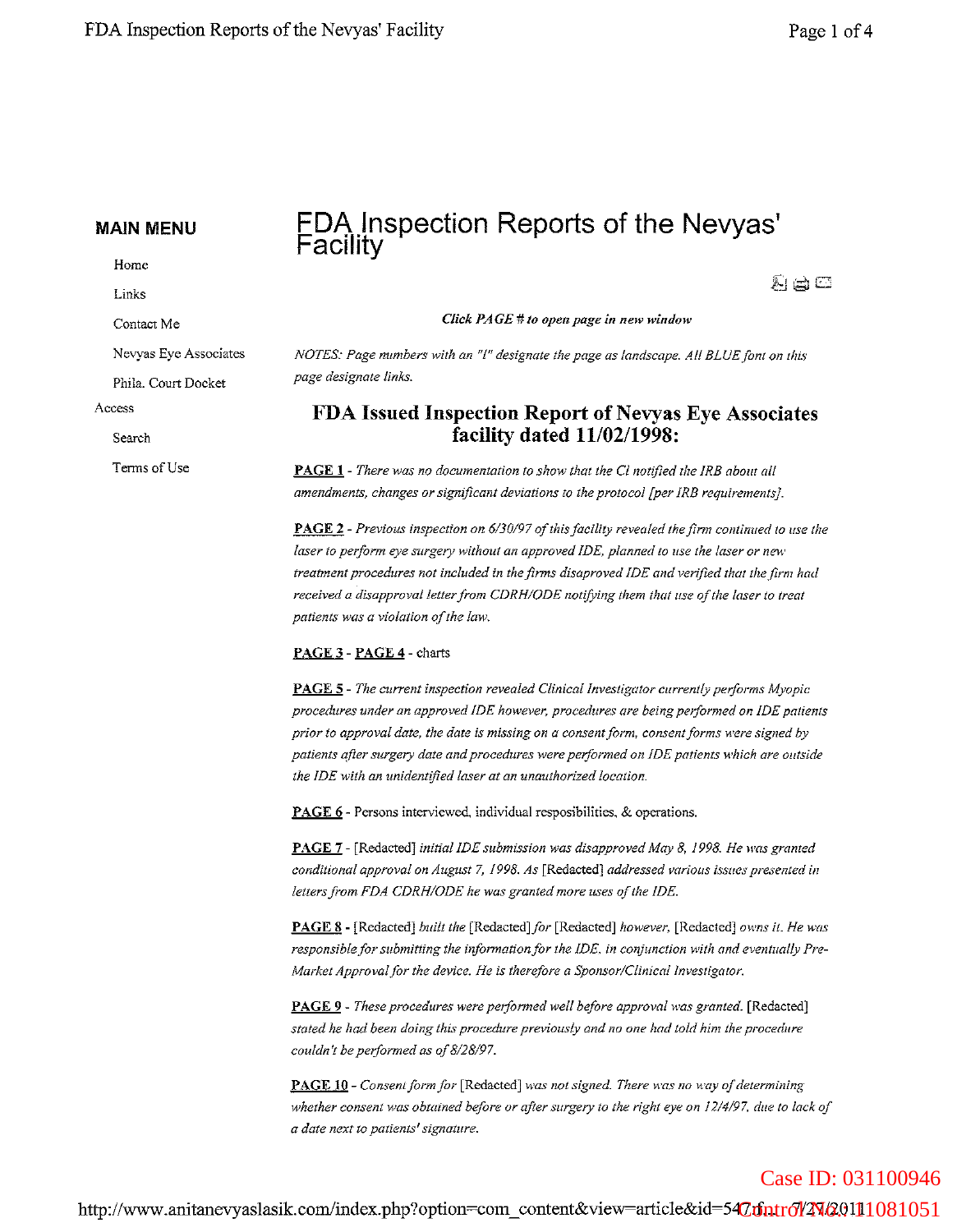**MAIN MENU**

- Home
- Links
- Contact Me
- Nevyas Eye Associates
- Phila. Court Docket Access
- Search
- Terms of Use

# FDA Inspection Reports of the Nevyas' Facility

***Click PAGE # to open page in new window***

*NOTES: Page numbers with an "l" designate the page as landscape. All BLUE font on this page designate links.*

## FDA Issued Inspection Report of Nevyas Eye Associates facility dated 11/02/1998:

**PAGE 1** - *There was no documentation to show that the CI notified the IRB about all amendments, changes or significant deviations to the protocol [per IRB requirements].*

**PAGE 2** - *Previous inspection on 6/30/97 of this facility revealed the firm continued to use the laser to perform eye surgery without an approved IDE, planned to use the laser or new treatment procedures not included in the firms disaproved IDE and verified that the firm had received a disapproval letter from CDRH/ODE notifying them that use of the laser to treat patients was a violation of the law.*

**PAGE 3** - **PAGE 4** - charts

**PAGE 5** - *The current inspection revealed Clinical Investigator currently performs Myopic procedures under an approved IDE however, procedures are being performed on IDE patients prior to approval date, the date is missing on a consent form, consent forms were signed by patients after surgery date and procedures were performed on IDE patients which are outside the IDE with an unidentified laser at an unauthorized location.*

**PAGE 6** - Persons interviewed, individual resposibilities, & operations.

**PAGE 7** - [Redacted] *initial IDE submission was disapproved May 8, 1998. He was granted conditional approval on August 7, 1998. As* [Redacted] *addressed various issues presented in letters from FDA CDRH/ODE he was granted more uses of the IDE.*

**PAGE 8** - [Redacted] *built the* [Redacted] *for* [Redacted] *however,* [Redacted] *owns it. He was responsible for submitting the information for the IDE, in conjunction with and eventually Pre-Market Approval for the device. He is therefore a Sponsor/Clinical Investigator.*

**PAGE 9** - *These procedures were performed well before approval was granted.* [Redacted] *stated he had been doing this procedure previously and no one had told him the procedure couldn't be performed as of 8/28/97.*

**PAGE 10** - *Consent form for* [Redacted] *was not signed. There was no way of determining whether consent was obtained before or after surgery to the right eye on 12/4/97, due to lack of a date next to patients' signature.*

Case ID: 031100946

Control No.: 11081051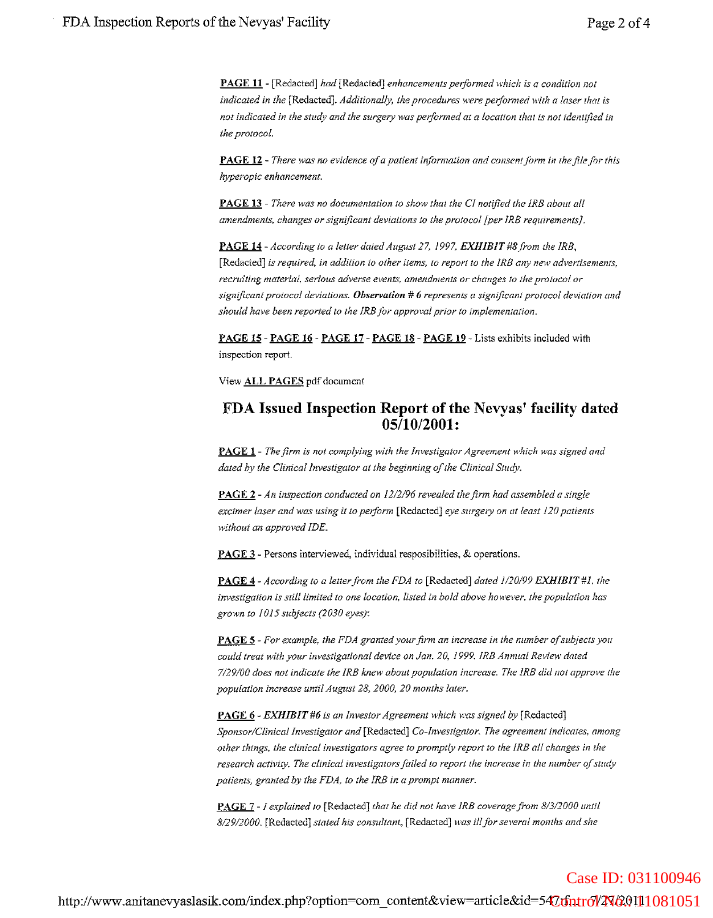**PAGE 11** - [Redacted] *had* [Redacted] *enhancements performed which is a condition not indicated in the* [Redacted]. *Additionally, the procedures were performed with a laser that is not indicated in the study and the surgery was performed at a location that is not identified in the protocol.*

**PAGE 12** - *There was no evidence of a patient information and consent form in the file for this hyperopic enhancement.*

**PAGE 13** - *There was no documentation to show that the CI notified the IRB about all amendments, changes or significant deviations to the protocol [per IRB requirements].*

**PAGE 14** - *According to a letter dated August 27, 1997,* ***EXHIBIT #8*** *from the IRB,* [Redacted] *is required, in addition to other items, to report to the IRB any new advertisements, recruiting material, serious adverse events, amendments or changes to the protocol or significant protocol deviations.* ***Observation # 6*** *represents a significant protocol deviation and should have been reported to the IRB for approval prior to implementation.*

**PAGE 15** - **PAGE 16** - **PAGE 17** - **PAGE 18** - **PAGE 19** - Lists exhibits included with inspection report.

View **ALL PAGES** pdf document

## FDA Issued Inspection Report of the Nevyas' facility dated 05/10/2001:

**PAGE 1** - *The firm is not complying with the Investigator Agreement which was signed and dated by the Clinical Investigator at the beginning of the Clinical Study.*

**PAGE 2** - *An inspection conducted on 12/2/96 revealed the firm had assembled a single excimer laser and was using it to perform* [Redacted] *eye surgery on at least 120 patients without an approved IDE.*

**PAGE 3** - Persons interviewed, individual resposibilities, & operations.

**PAGE 4** - *According to a letter from the FDA to* [Redacted] *dated 1/20/99* ***EXHIBIT #1****, the investigation is still limited to one location, listed in bold above however, the population has grown to 1015 subjects (2030 eyes):*

**PAGE 5** - *For example, the FDA granted your firm an increase in the number of subjects you could treat with your investigational device on Jan. 20, 1999. IRB Annual Review dated 7/29/00 does not indicate the IRB knew about population increase. The IRB did not approve the population increase until August 28, 2000, 20 months later.*

**PAGE 6** - ***EXHIBIT #6*** *is an Investor Agreement which was signed by* [Redacted] *Sponsor/Clinical Investigator and* [Redacted] *Co-Investigator. The agreement indicates, among other things, the clinical investigators agree to promptly report to the IRB all changes in the research activity. The clinical investigators failed to report the increase in the number of study patients, granted by the FDA, to the IRB in a prompt manner.*

**PAGE 7** - *I explained to* [Redacted] *that he did not have IRB coverage from 8/3/2000 until 8/29/2000.* [Redacted] *stated his consultant,* [Redacted] *was ill for several months and she*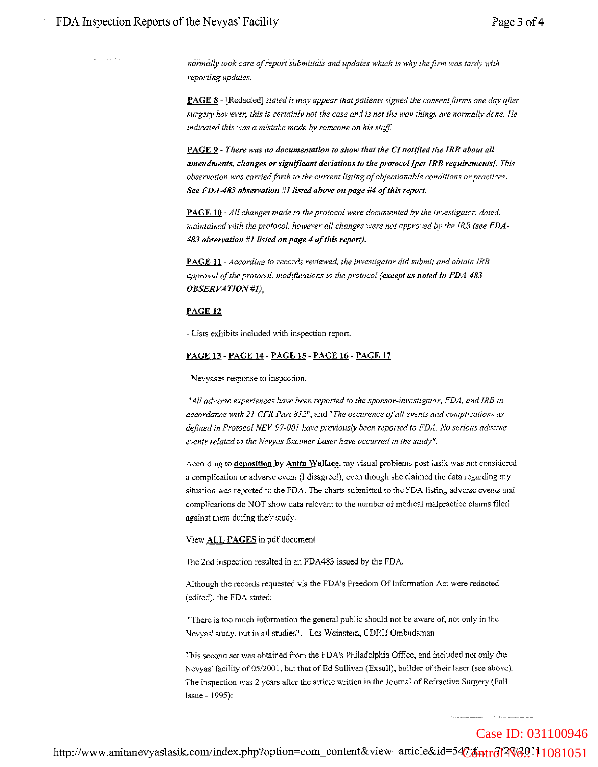*normally took care of report submittals and updates which is why the firm was tardy with reporting updates.*

**PAGE 8** - [Redacted] *stated it may appear that patients signed the consent forms one day after surgery however, this is certainly not the case and is not the way things are normally done. He indicated this was a mistake made by someone on his staff.*

**PAGE 9** - ***There was no documentation to show that the CI notified the IRB about all amendments, changes or significant deviations to the protocol [per IRB requirements].*** *This observation was carried forth to the current listing of objectionable conditions or practices.* ***See FDA-483 observation #1 listed above on page #4 of this report.***

**PAGE 10** - *All changes made to the protocol were documented by the investigator, dated, maintained with the protocol, however all changes were not approved by the IRB* ***(see FDA-483 observation #1 listed on page 4 of this report).***

**PAGE 11** - *According to records reviewed, the investigator did submit and obtain IRB approval of the protocol, modifications to the protocol* ***(except as noted in FDA-483 OBSERVATION #1),***

**PAGE 12**

- Lists exhibits included with inspection report.

**PAGE 13** - **PAGE 14** - **PAGE 15** - **PAGE 16** - **PAGE 17**

- Nevyases response to inspection.

*"All adverse experiences have been reported to the sponsor-investigator, FDA, and IRB in accordance with 21 CFR Part 812"*, and *"The occurence of all events and complications as defined in Protocol NEV-97-001 have previously been reported to FDA. No serious adverse events related to the Nevyas Excimer Laser have occurred in the study".*

According to **deposition by Anita Wallace**, my visual problems post-lasik was not considered a complication or adverse event (I disagree!), even though she claimed the data regarding my situation was reported to the FDA. The charts submitted to the FDA listing adverse events and complications do NOT show data relevant to the number of medical malpractice claims filed against them during their study.

View **ALL PAGES** in pdf document

The 2nd inspection resulted in an FDA483 issued by the FDA.

Although the records requested via the FDA's Freedom Of Information Act were redacted (edited), the FDA stated:

"There is too much information the general public should not be aware of, not only in the Nevyas' study, but in all studies". - Les Weinstein, CDRH Ombudsman

This second set was obtained from the FDA's Philadelphia Office, and included not only the Nevyas' facility of 05/2001, but that of Ed Sullivan (Exsull), builder of their laser (see above). The inspection was 2 years after the article written in the Journal of Refractive Surgery (Fall Issue - 1995):

Case ID: 031100946

Control No.: 11081051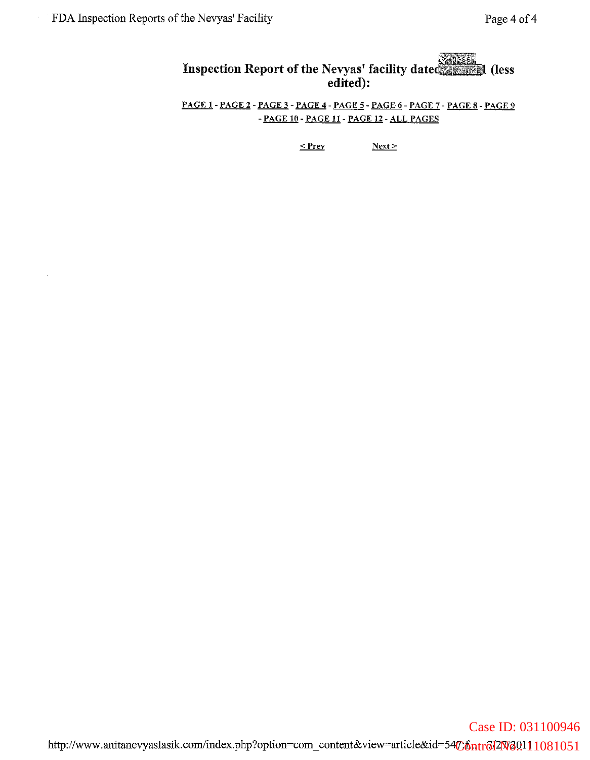## Inspection Report of the Nevyas' facility datec[CSS][XHTML]1 (less edited):

PAGE 1 - PAGE 2 - PAGE 3 - PAGE 4 - PAGE 5 - PAGE 6 - PAGE 7 - PAGE 8 - PAGE 9 - PAGE 10 - PAGE 11 - PAGE 12 - ALL PAGES

< Prev Next >

Case ID: 031100946

http://www.anitanevyaslasik.com/index.php?option=com_content&view=article&id=547... 7/2/2011 Control No.: 11081051